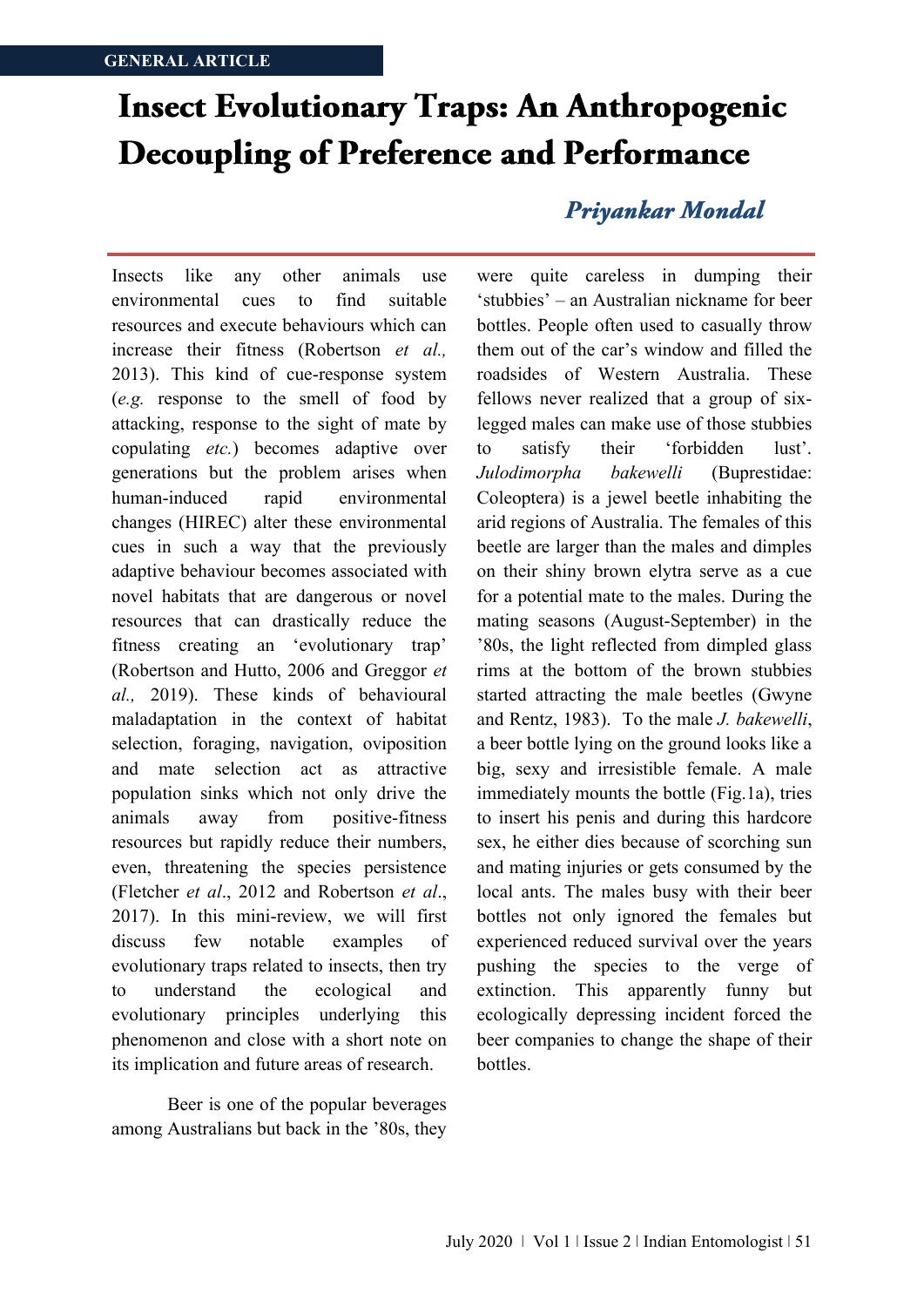GENERAL ARTICLE

# Insect Evolutionary Traps: An Anthropogenic Decoupling of Preference and Performance

***Priyankar Mondal***

Insects like any other animals use environmental cues to find suitable resources and execute behaviours which can increase their fitness (Robertson *et al.,* 2013). This kind of cue-response system (*e.g.* response to the smell of food by attacking, response to the sight of mate by copulating *etc.*) becomes adaptive over generations but the problem arises when human-induced rapid environmental changes (HIREC) alter these environmental cues in such a way that the previously adaptive behaviour becomes associated with novel habitats that are dangerous or novel resources that can drastically reduce the fitness creating an 'evolutionary trap' (Robertson and Hutto, 2006 and Greggor *et al.,* 2019). These kinds of behavioural maladaptation in the context of habitat selection, foraging, navigation, oviposition and mate selection act as attractive population sinks which not only drive the animals away from positive-fitness resources but rapidly reduce their numbers, even, threatening the species persistence (Fletcher *et al*., 2012 and Robertson *et al*., 2017). In this mini-review, we will first discuss few notable examples of evolutionary traps related to insects, then try to understand the ecological and evolutionary principles underlying this phenomenon and close with a short note on its implication and future areas of research.

Beer is one of the popular beverages among Australians but back in the '80s, they were quite careless in dumping their 'stubbies' – an Australian nickname for beer bottles. People often used to casually throw them out of the car's window and filled the roadsides of Western Australia. These fellows never realized that a group of six-legged males can make use of those stubbies to satisfy their 'forbidden lust'. *Julodimorpha bakewelli* (Buprestidae: Coleoptera) is a jewel beetle inhabiting the arid regions of Australia. The females of this beetle are larger than the males and dimples on their shiny brown elytra serve as a cue for a potential mate to the males. During the mating seasons (August-September) in the '80s, the light reflected from dimpled glass rims at the bottom of the brown stubbies started attracting the male beetles (Gwyne and Rentz, 1983). To the male *J. bakewelli*, a beer bottle lying on the ground looks like a big, sexy and irresistible female. A male immediately mounts the bottle (Fig.1a), tries to insert his penis and during this hardcore sex, he either dies because of scorching sun and mating injuries or gets consumed by the local ants. The males busy with their beer bottles not only ignored the females but experienced reduced survival over the years pushing the species to the verge of extinction. This apparently funny but ecologically depressing incident forced the beer companies to change the shape of their bottles.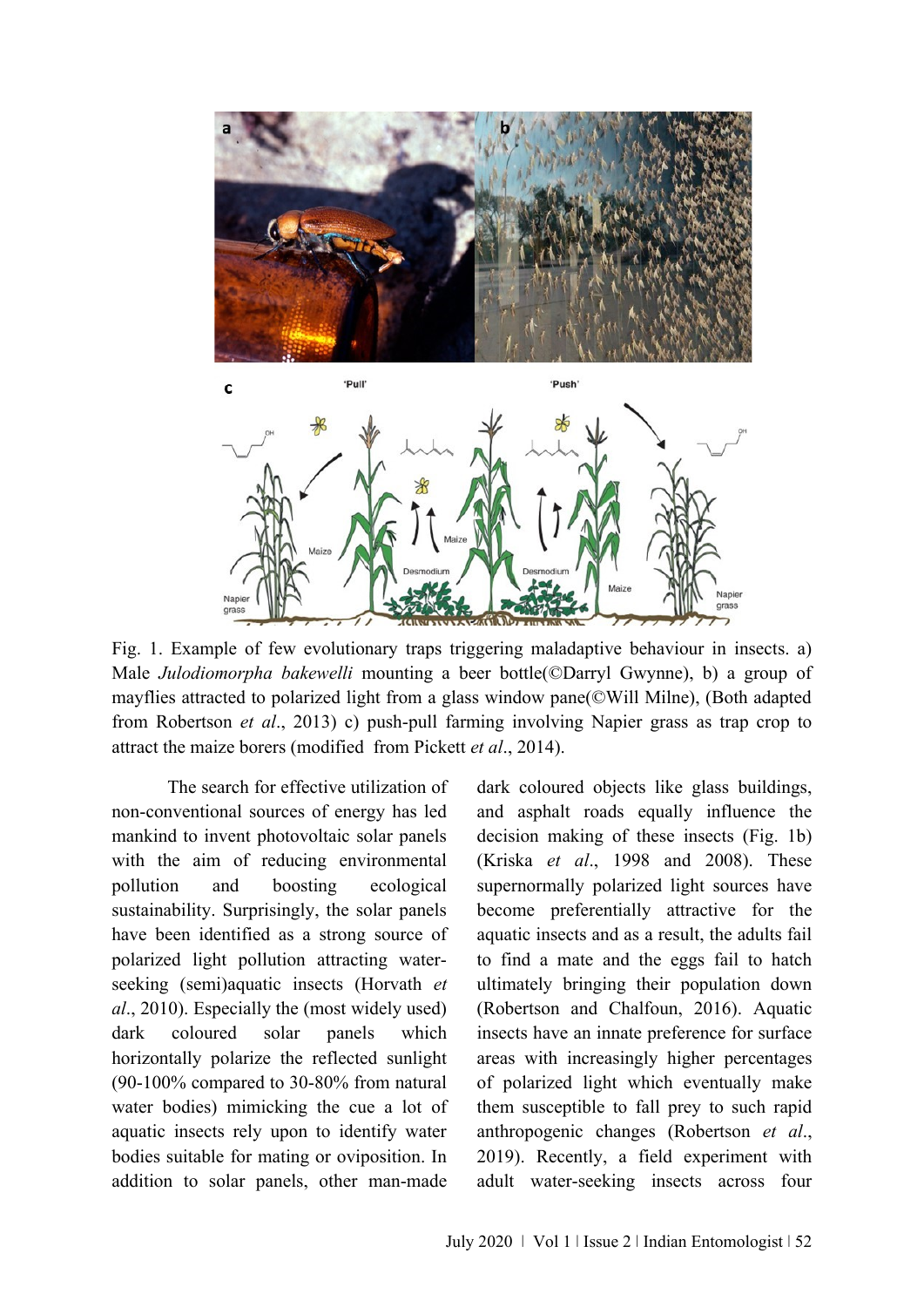Fig. 1. Example of few evolutionary traps triggering maladaptive behaviour in insects. a) Male *Julodiomorpha bakewelli* mounting a beer bottle(©Darryl Gwynne), b) a group of mayflies attracted to polarized light from a glass window pane(©Will Milne), (Both adapted from Robertson *et al*., 2013) c) push-pull farming involving Napier grass as trap crop to attract the maize borers (modified from Pickett *et al*., 2014).

The search for effective utilization of non-conventional sources of energy has led mankind to invent photovoltaic solar panels with the aim of reducing environmental pollution and boosting ecological sustainability. Surprisingly, the solar panels have been identified as a strong source of polarized light pollution attracting water-seeking (semi)aquatic insects (Horvath *et al*., 2010). Especially the (most widely used) dark coloured solar panels which horizontally polarize the reflected sunlight (90-100% compared to 30-80% from natural water bodies) mimicking the cue a lot of aquatic insects rely upon to identify water bodies suitable for mating or oviposition. In addition to solar panels, other man-made dark coloured objects like glass buildings, and asphalt roads equally influence the decision making of these insects (Fig. 1b) (Kriska *et al*., 1998 and 2008). These supernormally polarized light sources have become preferentially attractive for the aquatic insects and as a result, the adults fail to find a mate and the eggs fail to hatch ultimately bringing their population down (Robertson and Chalfoun, 2016). Aquatic insects have an innate preference for surface areas with increasingly higher percentages of polarized light which eventually make them susceptible to fall prey to such rapid anthropogenic changes (Robertson *et al*., 2019). Recently, a field experiment with adult water-seeking insects across four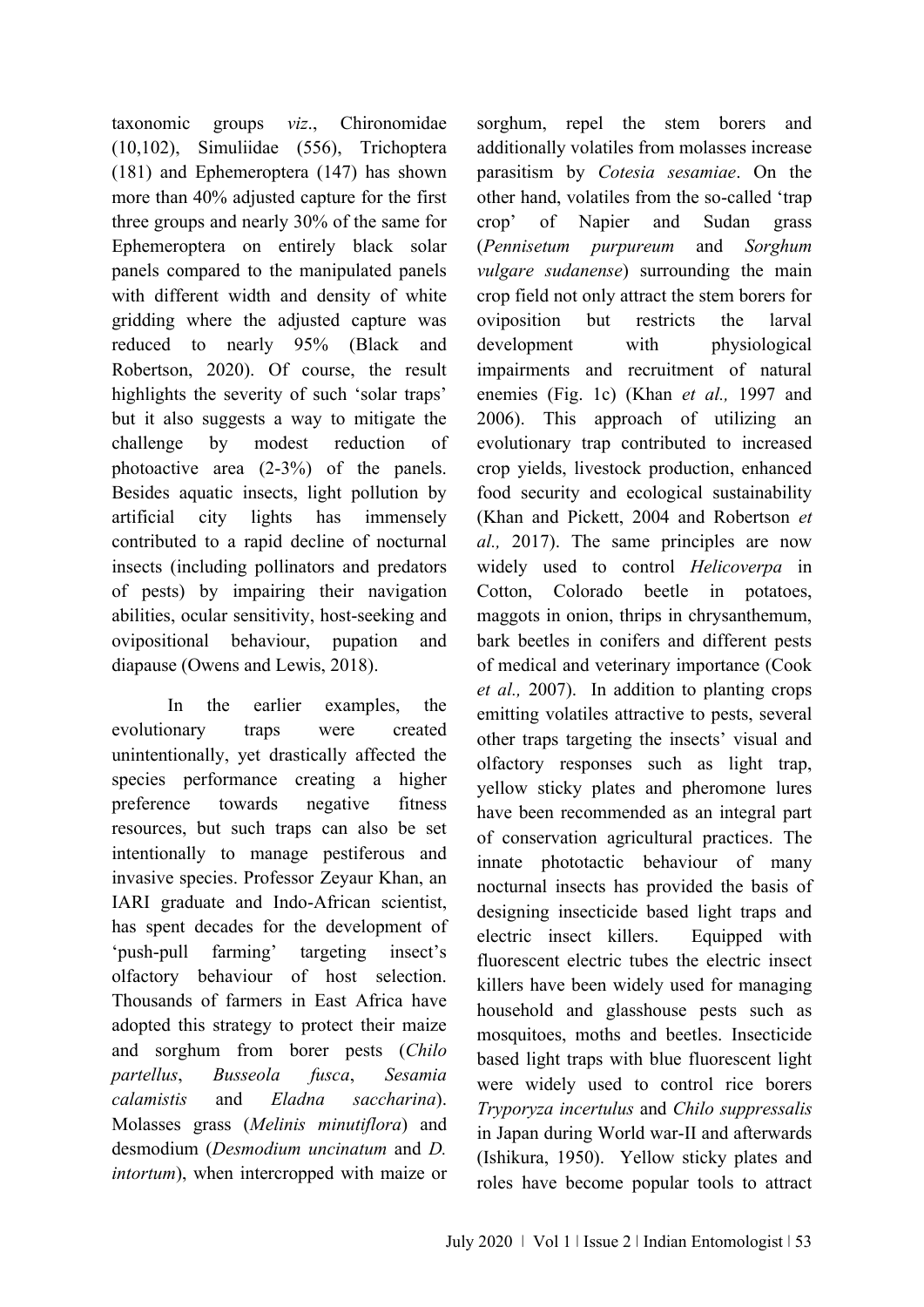taxonomic groups *viz*., Chironomidae (10,102), Simuliidae (556), Trichoptera (181) and Ephemeroptera (147) has shown more than 40% adjusted capture for the first three groups and nearly 30% of the same for Ephemeroptera on entirely black solar panels compared to the manipulated panels with different width and density of white gridding where the adjusted capture was reduced to nearly 95% (Black and Robertson, 2020). Of course, the result highlights the severity of such 'solar traps' but it also suggests a way to mitigate the challenge by modest reduction of photoactive area (2-3%) of the panels. Besides aquatic insects, light pollution by artificial city lights has immensely contributed to a rapid decline of nocturnal insects (including pollinators and predators of pests) by impairing their navigation abilities, ocular sensitivity, host-seeking and ovipositional behaviour, pupation and diapause (Owens and Lewis, 2018).

In the earlier examples, the evolutionary traps were created unintentionally, yet drastically affected the species performance creating a higher preference towards negative fitness resources, but such traps can also be set intentionally to manage pestiferous and invasive species. Professor Zeyaur Khan, an IARI graduate and Indo-African scientist, has spent decades for the development of 'push-pull farming' targeting insect's olfactory behaviour of host selection. Thousands of farmers in East Africa have adopted this strategy to protect their maize and sorghum from borer pests (*Chilo partellus*, *Busseola fusca*, *Sesamia calamistis* and *Eladna saccharina*). Molasses grass (*Melinis minutiflora*) and desmodium (*Desmodium uncinatum* and *D. intortum*), when intercropped with maize or sorghum, repel the stem borers and additionally volatiles from molasses increase parasitism by *Cotesia sesamiae*. On the other hand, volatiles from the so-called 'trap crop' of Napier and Sudan grass (*Pennisetum purpureum* and *Sorghum vulgare sudanense*) surrounding the main crop field not only attract the stem borers for oviposition but restricts the larval development with physiological impairments and recruitment of natural enemies (Fig. 1c) (Khan *et al.,* 1997 and 2006). This approach of utilizing an evolutionary trap contributed to increased crop yields, livestock production, enhanced food security and ecological sustainability (Khan and Pickett, 2004 and Robertson *et al.,* 2017). The same principles are now widely used to control *Helicoverpa* in Cotton, Colorado beetle in potatoes, maggots in onion, thrips in chrysanthemum, bark beetles in conifers and different pests of medical and veterinary importance (Cook *et al.,* 2007). In addition to planting crops emitting volatiles attractive to pests, several other traps targeting the insects' visual and olfactory responses such as light trap, yellow sticky plates and pheromone lures have been recommended as an integral part of conservation agricultural practices. The innate phototactic behaviour of many nocturnal insects has provided the basis of designing insecticide based light traps and electric insect killers. Equipped with fluorescent electric tubes the electric insect killers have been widely used for managing household and glasshouse pests such as mosquitoes, moths and beetles. Insecticide based light traps with blue fluorescent light were widely used to control rice borers *Tryporyza incertulus* and *Chilo suppressalis* in Japan during World war-II and afterwards (Ishikura, 1950). Yellow sticky plates and roles have become popular tools to attract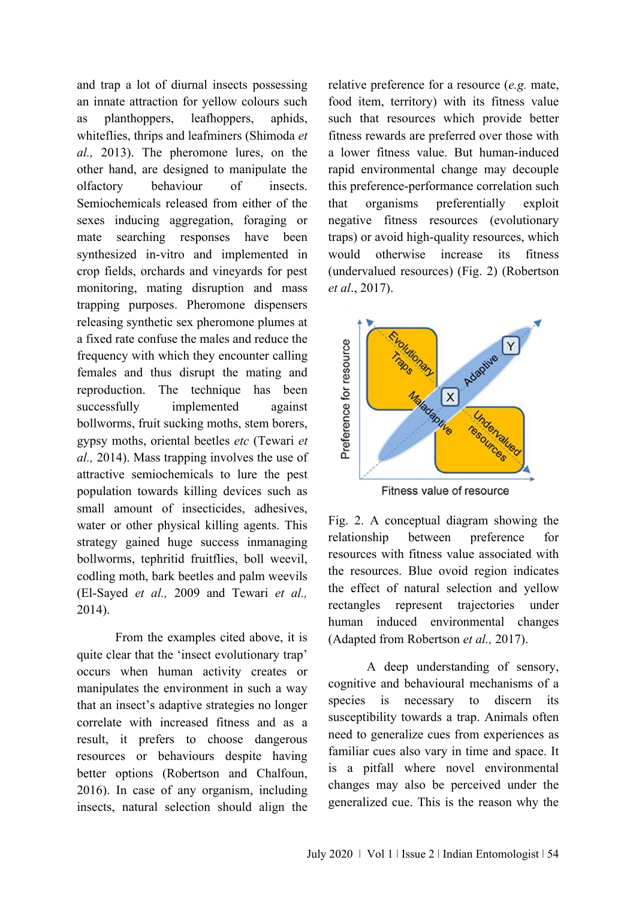and trap a lot of diurnal insects possessing an innate attraction for yellow colours such as planthoppers, leafhoppers, aphids, whiteflies, thrips and leafminers (Shimoda *et al.,* 2013). The pheromone lures, on the other hand, are designed to manipulate the olfactory behaviour of insects. Semiochemicals released from either of the sexes inducing aggregation, foraging or mate searching responses have been synthesized in-vitro and implemented in crop fields, orchards and vineyards for pest monitoring, mating disruption and mass trapping purposes. Pheromone dispensers releasing synthetic sex pheromone plumes at a fixed rate confuse the males and reduce the frequency with which they encounter calling females and thus disrupt the mating and reproduction. The technique has been successfully implemented against bollworms, fruit sucking moths, stem borers, gypsy moths, oriental beetles *etc* (Tewari *et al.,* 2014). Mass trapping involves the use of attractive semiochemicals to lure the pest population towards killing devices such as small amount of insecticides, adhesives, water or other physical killing agents. This strategy gained huge success inmanaging bollworms, tephritid fruitflies, boll weevil, codling moth, bark beetles and palm weevils (El-Sayed *et al.,* 2009 and Tewari *et al.,* 2014).

From the examples cited above, it is quite clear that the 'insect evolutionary trap' occurs when human activity creates or manipulates the environment in such a way that an insect's adaptive strategies no longer correlate with increased fitness and as a result, it prefers to choose dangerous resources or behaviours despite having better options (Robertson and Chalfoun, 2016). In case of any organism, including insects, natural selection should align the relative preference for a resource (*e.g.* mate, food item, territory) with its fitness value such that resources which provide better fitness rewards are preferred over those with a lower fitness value. But human-induced rapid environmental change may decouple this preference-performance correlation such that organisms preferentially exploit negative fitness resources (evolutionary traps) or avoid high-quality resources, which would otherwise increase its fitness (undervalued resources) (Fig. 2) (Robertson *et al*., 2017).

Fig. 2. A conceptual diagram showing the relationship between preference for resources with fitness value associated with the resources. Blue ovoid region indicates the effect of natural selection and yellow rectangles represent trajectories under human induced environmental changes (Adapted from Robertson *et al.,* 2017).

A deep understanding of sensory, cognitive and behavioural mechanisms of a species is necessary to discern its susceptibility towards a trap. Animals often need to generalize cues from experiences as familiar cues also vary in time and space. It is a pitfall where novel environmental changes may also be perceived under the generalized cue. This is the reason why the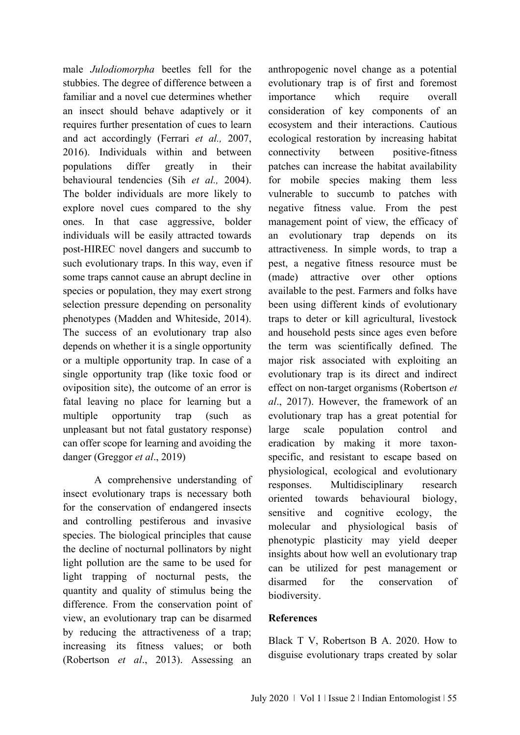male *Julodiomorpha* beetles fell for the stubbies. The degree of difference between a familiar and a novel cue determines whether an insect should behave adaptively or it requires further presentation of cues to learn and act accordingly (Ferrari *et al.,* 2007, 2016). Individuals within and between populations differ greatly in their behavioural tendencies (Sih *et al.,* 2004). The bolder individuals are more likely to explore novel cues compared to the shy ones. In that case aggressive, bolder individuals will be easily attracted towards post-HIREC novel dangers and succumb to such evolutionary traps. In this way, even if some traps cannot cause an abrupt decline in species or population, they may exert strong selection pressure depending on personality phenotypes (Madden and Whiteside, 2014). The success of an evolutionary trap also depends on whether it is a single opportunity or a multiple opportunity trap. In case of a single opportunity trap (like toxic food or oviposition site), the outcome of an error is fatal leaving no place for learning but a multiple opportunity trap (such as unpleasant but not fatal gustatory response) can offer scope for learning and avoiding the danger (Greggor *et al*., 2019)

A comprehensive understanding of insect evolutionary traps is necessary both for the conservation of endangered insects and controlling pestiferous and invasive species. The biological principles that cause the decline of nocturnal pollinators by night light pollution are the same to be used for light trapping of nocturnal pests, the quantity and quality of stimulus being the difference. From the conservation point of view, an evolutionary trap can be disarmed by reducing the attractiveness of a trap; increasing its fitness values; or both (Robertson *et al*., 2013). Assessing an anthropogenic novel change as a potential evolutionary trap is of first and foremost importance which require overall consideration of key components of an ecosystem and their interactions. Cautious ecological restoration by increasing habitat connectivity between positive-fitness patches can increase the habitat availability for mobile species making them less vulnerable to succumb to patches with negative fitness value. From the pest management point of view, the efficacy of an evolutionary trap depends on its attractiveness. In simple words, to trap a pest, a negative fitness resource must be (made) attractive over other options available to the pest. Farmers and folks have been using different kinds of evolutionary traps to deter or kill agricultural, livestock and household pests since ages even before the term was scientifically defined. The major risk associated with exploiting an evolutionary trap is its direct and indirect effect on non-target organisms (Robertson *et al*., 2017). However, the framework of an evolutionary trap has a great potential for large scale population control and eradication by making it more taxon-specific, and resistant to escape based on physiological, ecological and evolutionary responses. Multidisciplinary research oriented towards behavioural biology, sensitive and cognitive ecology, the molecular and physiological basis of phenotypic plasticity may yield deeper insights about how well an evolutionary trap can be utilized for pest management or disarmed for the conservation of biodiversity.

## References

Black T V, Robertson B A. 2020. How to disguise evolutionary traps created by solar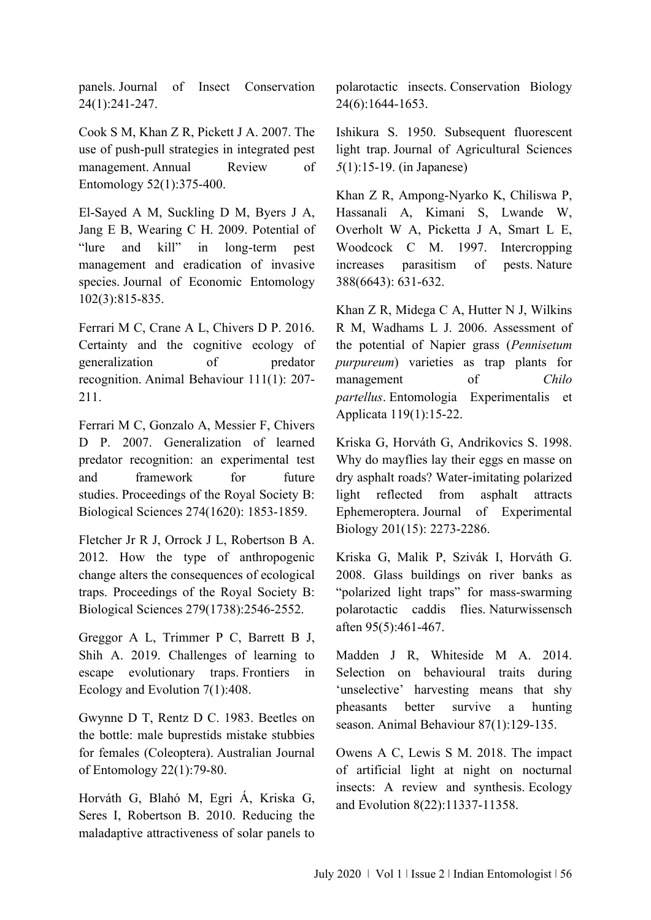panels. Journal of Insect Conservation 24(1):241-247.

Cook S M, Khan Z R, Pickett J A. 2007. The use of push-pull strategies in integrated pest management. Annual Review of Entomology 52(1):375-400.

El-Sayed A M, Suckling D M, Byers J A, Jang E B, Wearing C H. 2009. Potential of "lure and kill" in long-term pest management and eradication of invasive species. Journal of Economic Entomology 102(3):815-835.

Ferrari M C, Crane A L, Chivers D P. 2016. Certainty and the cognitive ecology of generalization of predator recognition. Animal Behaviour 111(1): 207-211.

Ferrari M C, Gonzalo A, Messier F, Chivers D P. 2007. Generalization of learned predator recognition: an experimental test and framework for future studies. Proceedings of the Royal Society B: Biological Sciences 274(1620): 1853-1859.

Fletcher Jr R J, Orrock J L, Robertson B A. 2012. How the type of anthropogenic change alters the consequences of ecological traps. Proceedings of the Royal Society B: Biological Sciences 279(1738):2546-2552.

Greggor A L, Trimmer P C, Barrett B J, Shih A. 2019. Challenges of learning to escape evolutionary traps. Frontiers in Ecology and Evolution 7(1):408.

Gwynne D T, Rentz D C. 1983. Beetles on the bottle: male buprestids mistake stubbies for females (Coleoptera). Australian Journal of Entomology 22(1):79-80.

Horváth G, Blahó M, Egri Á, Kriska G, Seres I, Robertson B. 2010. Reducing the maladaptive attractiveness of solar panels to polarotactic insects. Conservation Biology 24(6):1644-1653.

Ishikura S. 1950. Subsequent fluorescent light trap. Journal of Agricultural Sciences *5*(1):15-19. (in Japanese)

Khan Z R, Ampong-Nyarko K, Chiliswa P, Hassanali A, Kimani S, Lwande W, Overholt W A, Picketta J A, Smart L E, Woodcock C M. 1997. Intercropping increases parasitism of pests. Nature 388(6643): 631-632.

Khan Z R, Midega C A, Hutter N J, Wilkins R M, Wadhams L J. 2006. Assessment of the potential of Napier grass (*Pennisetum purpureum*) varieties as trap plants for management of *Chilo partellus*. Entomologia Experimentalis et Applicata 119(1):15-22.

Kriska G, Horváth G, Andrikovics S. 1998. Why do mayflies lay their eggs en masse on dry asphalt roads? Water-imitating polarized light reflected from asphalt attracts Ephemeroptera. Journal of Experimental Biology 201(15): 2273-2286.

Kriska G, Malik P, Szivák I, Horváth G. 2008. Glass buildings on river banks as "polarized light traps" for mass-swarming polarotactic caddis flies. Naturwissensch aften 95(5):461-467.

Madden J R, Whiteside M A. 2014. Selection on behavioural traits during 'unselective' harvesting means that shy pheasants better survive a hunting season. Animal Behaviour 87(1):129-135.

Owens A C, Lewis S M. 2018. The impact of artificial light at night on nocturnal insects: A review and synthesis. Ecology and Evolution 8(22):11337-11358.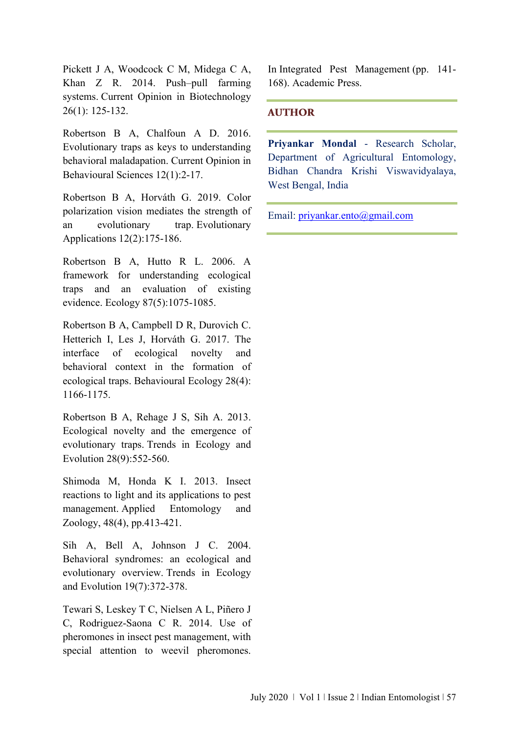Pickett J A, Woodcock C M, Midega C A, Khan Z R. 2014. Push–pull farming systems. Current Opinion in Biotechnology 26(1): 125-132.

Robertson B A, Chalfoun A D. 2016. Evolutionary traps as keys to understanding behavioral maladapation. Current Opinion in Behavioural Sciences 12(1):2-17.

Robertson B A, Horváth G. 2019. Color polarization vision mediates the strength of an evolutionary trap. Evolutionary Applications 12(2):175-186.

Robertson B A, Hutto R L. 2006. A framework for understanding ecological traps and an evaluation of existing evidence. Ecology 87(5):1075-1085.

Robertson B A, Campbell D R, Durovich C. Hetterich I, Les J, Horváth G. 2017. The interface of ecological novelty and behavioral context in the formation of ecological traps. Behavioural Ecology 28(4): 1166-1175.

Robertson B A, Rehage J S, Sih A. 2013. Ecological novelty and the emergence of evolutionary traps. Trends in Ecology and Evolution 28(9):552-560.

Shimoda M, Honda K I. 2013. Insect reactions to light and its applications to pest management. Applied Entomology and Zoology, 48(4), pp.413-421.

Sih A, Bell A, Johnson J C. 2004. Behavioral syndromes: an ecological and evolutionary overview. Trends in Ecology and Evolution 19(7):372-378.

Tewari S, Leskey T C, Nielsen A L, Piñero J C, Rodriguez-Saona C R. 2014. Use of pheromones in insect pest management, with special attention to weevil pheromones. In Integrated Pest Management (pp. 141-168). Academic Press.

## AUTHOR

**Priyankar Mondal** - Research Scholar, Department of Agricultural Entomology, Bidhan Chandra Krishi Viswavidyalaya, West Bengal, India

Email: priyankar.ento@gmail.com